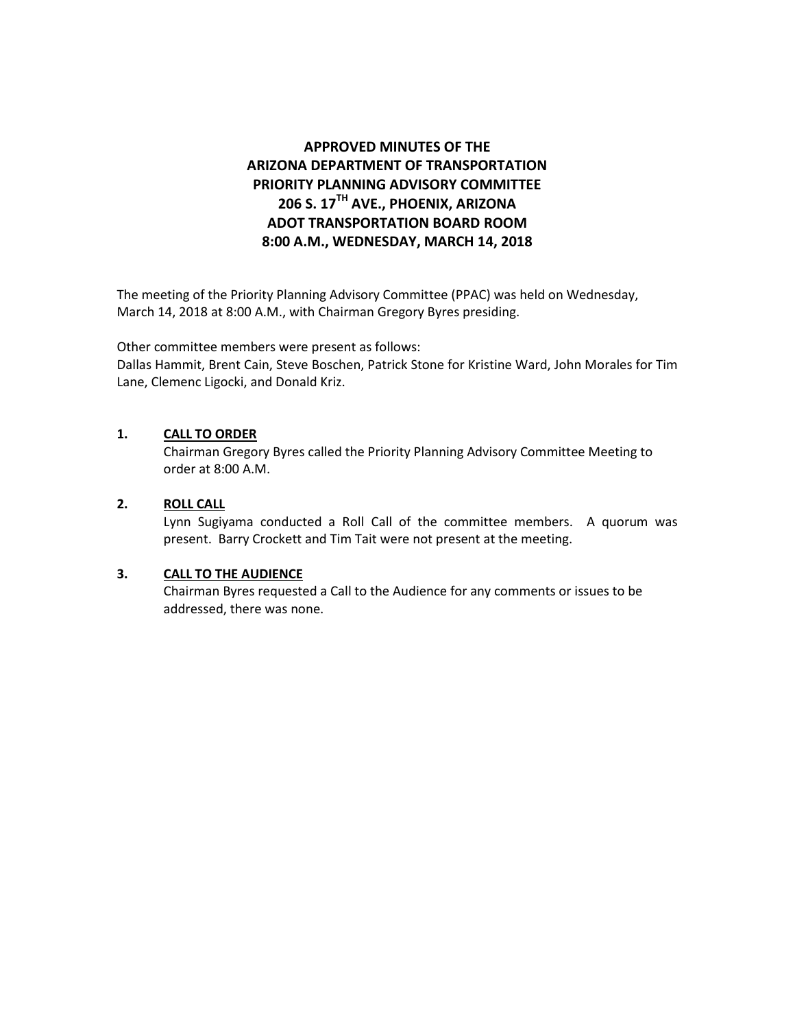# APPROVED MINUTES OF THE ARIZONA DEPARTMENT OF TRANSPORTATION PRIORITY PLANNING ADVISORY COMMITTEE 206 S. 17TH AVE., PHOENIX, ARIZONA ADOT TRANSPORTATION BOARD ROOM 8:00 A.M., WEDNESDAY, MARCH 14, 2018

The meeting of the Priority Planning Advisory Committee (PPAC) was held on Wednesday, March 14, 2018 at 8:00 A.M., with Chairman Gregory Byres presiding.

Other committee members were present as follows:
Dallas Hammit, Brent Cain, Steve Boschen, Patrick Stone for Kristine Ward, John Morales for Tim Lane, Clemenc Ligocki, and Donald Kriz.

**1. CALL TO ORDER**

Chairman Gregory Byres called the Priority Planning Advisory Committee Meeting to order at 8:00 A.M.

**2. ROLL CALL**

Lynn Sugiyama conducted a Roll Call of the committee members. A quorum was present. Barry Crockett and Tim Tait were not present at the meeting.

**3. CALL TO THE AUDIENCE**

Chairman Byres requested a Call to the Audience for any comments or issues to be addressed, there was none.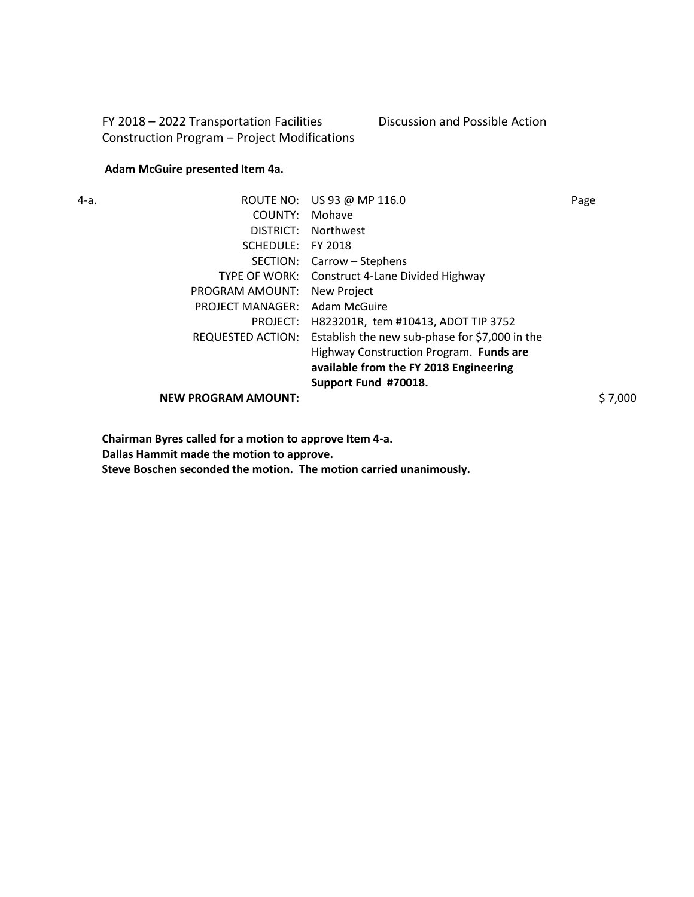FY 2018 – 2022 Transportation Facilities Construction Program – Project Modifications — Discussion and Possible Action

**Adam McGuire presented Item 4a.**

| | | | |
|---|---|---|---|
| 4-a. | ROUTE NO: | US 93 @ MP 116.0 | Page |
| | COUNTY: | Mohave | |
| | DISTRICT: | Northwest | |
| | SCHEDULE: | FY 2018 | |
| | SECTION: | Carrow – Stephens | |
| | TYPE OF WORK: | Construct 4-Lane Divided Highway | |
| | PROGRAM AMOUNT: | New Project | |
| | PROJECT MANAGER: | Adam McGuire | |
| | PROJECT: | H823201R, tem #10413, ADOT TIP 3752 | |
| | REQUESTED ACTION: | Establish the new sub-phase for $7,000 in the Highway Construction Program. **Funds are available from the FY 2018 Engineering Support Fund #70018.** | |
| | **NEW PROGRAM AMOUNT:** | | $ 7,000 |

**Chairman Byres called for a motion to approve Item 4-a.**
**Dallas Hammit made the motion to approve.**
**Steve Boschen seconded the motion. The motion carried unanimously.**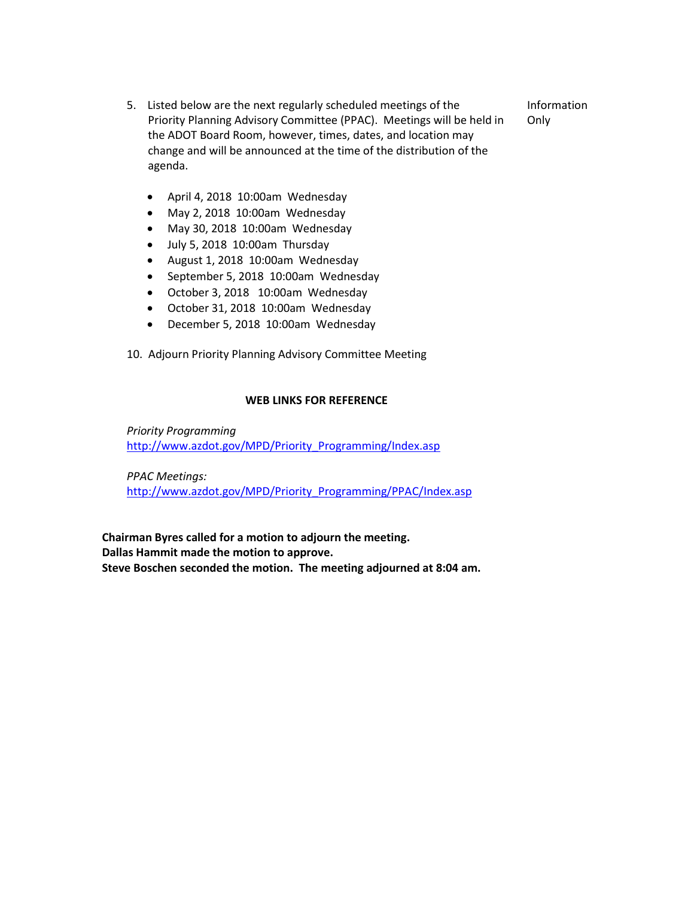5. Listed below are the next regularly scheduled meetings of the Priority Planning Advisory Committee (PPAC). Meetings will be held in the ADOT Board Room, however, times, dates, and location may change and will be announced at the time of the distribution of the agenda. — Information Only

   - April 4, 2018 10:00am Wednesday
   - May 2, 2018 10:00am Wednesday
   - May 30, 2018 10:00am Wednesday
   - July 5, 2018 10:00am Thursday
   - August 1, 2018 10:00am Wednesday
   - September 5, 2018 10:00am Wednesday
   - October 3, 2018 10:00am Wednesday
   - October 31, 2018 10:00am Wednesday
   - December 5, 2018 10:00am Wednesday

10. Adjourn Priority Planning Advisory Committee Meeting

**WEB LINKS FOR REFERENCE**

*Priority Programming*
http://www.azdot.gov/MPD/Priority_Programming/Index.asp

*PPAC Meetings:*
http://www.azdot.gov/MPD/Priority_Programming/PPAC/Index.asp

**Chairman Byres called for a motion to adjourn the meeting.**
**Dallas Hammit made the motion to approve.**
**Steve Boschen seconded the motion. The meeting adjourned at 8:04 am.**